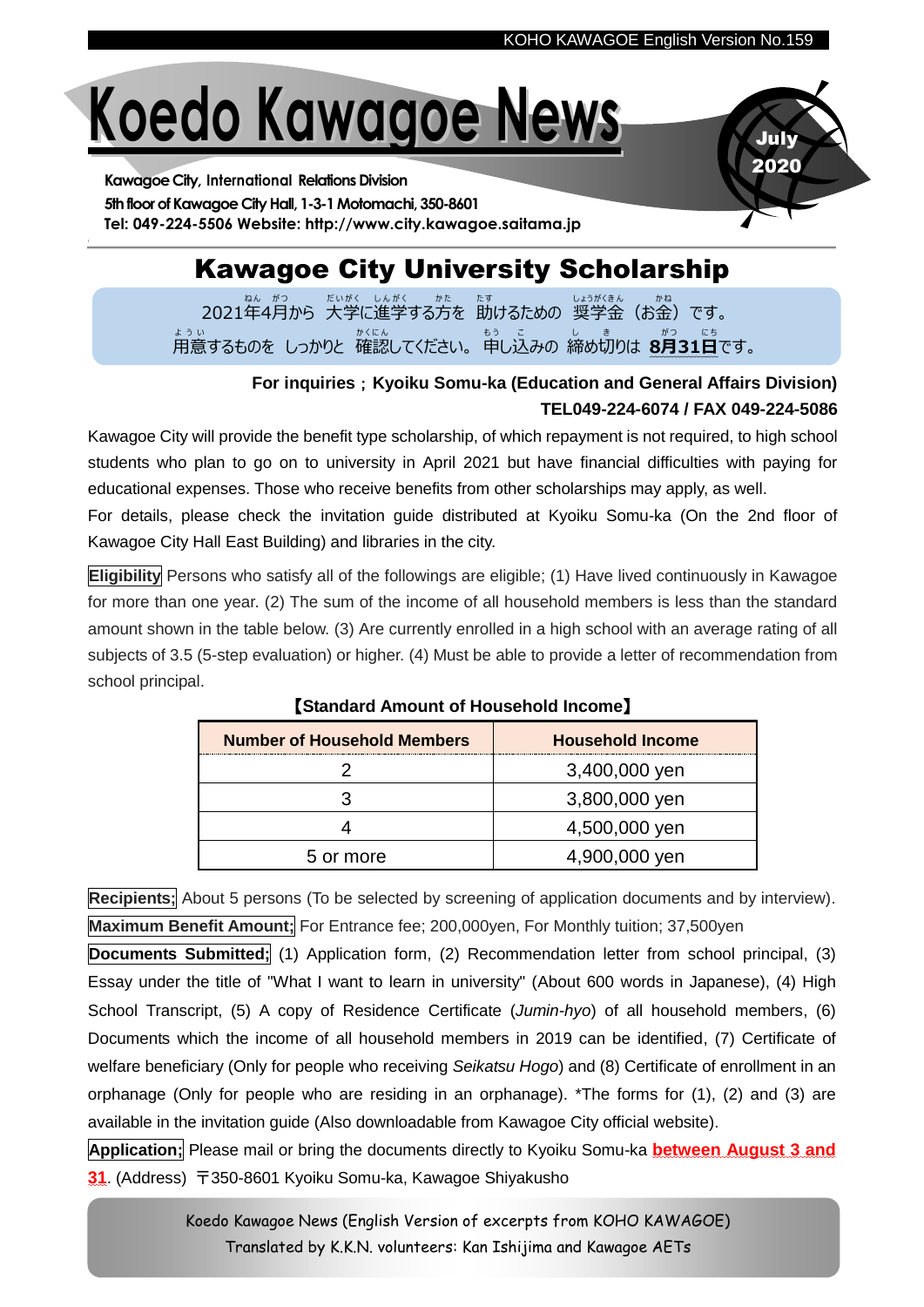# Koedo Kawagoe News

July 2020

**Kawagoe City, International Relations Division**
**5th floor of Kawagoe City Hall, 1-3-1 Motomachi, 350-8601**
**Tel: 049-224-5506 Website: http://www.city.kawagoe.saitama.jp**

## Kawagoe City University Scholarship

2021年4月から 大学に進学する方を 助けるための 奨学金（お金）です。
用意するものを しっかりと 確認してください。申し込みの 締め切りは **8月31日**です。

**For inquiries；Kyoiku Somu-ka (Education and General Affairs Division)**
**TEL049-224-6074 / FAX 049-224-5086**

Kawagoe City will provide the benefit type scholarship, of which repayment is not required, to high school students who plan to go on to university in April 2021 but have financial difficulties with paying for educational expenses. Those who receive benefits from other scholarships may apply, as well.

For details, please check the invitation guide distributed at Kyoiku Somu-ka (On the 2nd floor of Kawagoe City Hall East Building) and libraries in the city.

**Eligibility** Persons who satisfy all of the followings are eligible; (1) Have lived continuously in Kawagoe for more than one year. (2) The sum of the income of all household members is less than the standard amount shown in the table below. (3) Are currently enrolled in a high school with an average rating of all subjects of 3.5 (5-step evaluation) or higher. (4) Must be able to provide a letter of recommendation from school principal.

**【Standard Amount of Household Income】**

| Number of Household Members | Household Income |
|---|---|
| 2 | 3,400,000 yen |
| 3 | 3,800,000 yen |
| 4 | 4,500,000 yen |
| 5 or more | 4,900,000 yen |

**Recipients;** About 5 persons (To be selected by screening of application documents and by interview).

**Maximum Benefit Amount;** For Entrance fee; 200,000yen, For Monthly tuition; 37,500yen

**Documents Submitted;** (1) Application form, (2) Recommendation letter from school principal, (3) Essay under the title of "What I want to learn in university" (About 600 words in Japanese), (4) High School Transcript, (5) A copy of Residence Certificate (*Jumin-hyo*) of all household members, (6) Documents which the income of all household members in 2019 can be identified, (7) Certificate of welfare beneficiary (Only for people who receiving *Seikatsu Hogo*) and (8) Certificate of enrollment in an orphanage (Only for people who are residing in an orphanage). *The forms for (1), (2) and (3) are available in the invitation guide (Also downloadable from Kawagoe City official website).

**Application;** Please mail or bring the documents directly to Kyoiku Somu-ka **between August 3 and 31**. (Address) 〒350-8601 Kyoiku Somu-ka, Kawagoe Shiyakusho

Koedo Kawagoe News (English Version of excerpts from KOHO KAWAGOE)
Translated by K.K.N. volunteers: Kan Ishijima and Kawagoe AETs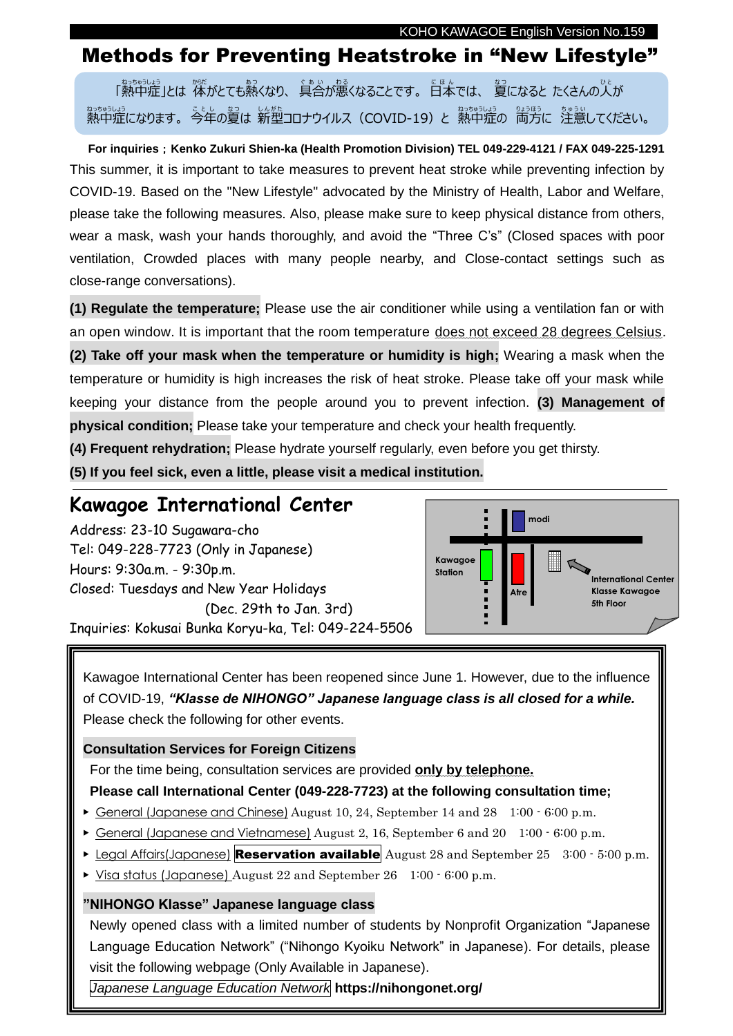# Methods for Preventing Heatstroke in "New Lifestyle"

「熱中症」とは 体がとても熱くなり、 具合が悪くなることです。 日本では、 夏になると たくさんの人が 熱中症になります。 今年の夏は 新型コロナウイルス（COVID-19）と 熱中症の 両方に 注意してください。

**For inquiries；Kenko Zukuri Shien-ka (Health Promotion Division) TEL 049-229-4121 / FAX 049-225-1291**

This summer, it is important to take measures to prevent heat stroke while preventing infection by COVID-19. Based on the "New Lifestyle" advocated by the Ministry of Health, Labor and Welfare, please take the following measures. Also, please make sure to keep physical distance from others, wear a mask, wash your hands thoroughly, and avoid the "Three C's" (Closed spaces with poor ventilation, Crowded places with many people nearby, and Close-contact settings such as close-range conversations).

**(1) Regulate the temperature;** Please use the air conditioner while using a ventilation fan or with an open window. It is important that the room temperature does not exceed 28 degrees Celsius.
**(2) Take off your mask when the temperature or humidity is high;** Wearing a mask when the temperature or humidity is high increases the risk of heat stroke. Please take off your mask while keeping your distance from the people around you to prevent infection. **(3) Management of physical condition;** Please take your temperature and check your health frequently.
**(4) Frequent rehydration;** Please hydrate yourself regularly, even before you get thirsty.
**(5) If you feel sick, even a little, please visit a medical institution.**

## Kawagoe International Center

Address: 23-10 Sugawara-cho
Tel: 049-228-7723 (Only in Japanese)
Hours: 9:30a.m. - 9:30p.m.
Closed: Tuesdays and New Year Holidays
(Dec. 29th to Jan. 3rd)
Inquiries: Kokusai Bunka Koryu-ka, Tel: 049-224-5506

modi
Kawagoe Station
Atre
International Center
Klasse Kawagoe
5th Floor

Kawagoe International Center has been reopened since June 1. However, due to the influence of COVID-19, ***"Klasse de NIHONGO" Japanese language class is all closed for a while.*** Please check the following for other events.

### Consultation Services for Foreign Citizens

For the time being, consultation services are provided **only by telephone.**
**Please call International Center (049-228-7723) at the following consultation time;**

- General (Japanese and Chinese) August 10, 24, September 14 and 28　1:00 - 6:00 p.m.
- General (Japanese and Vietnamese) August 2, 16, September 6 and 20　1:00 - 6:00 p.m.
- Legal Affairs(Japanese) **Reservation available** August 28 and September 25　3:00 - 5:00 p.m.
- Visa status (Japanese) August 22 and September 26　1:00 - 6:00 p.m.

### "NIHONGO Klasse" Japanese language class

Newly opened class with a limited number of students by Nonprofit Organization "Japanese Language Education Network" ("Nihongo Kyoiku Network" in Japanese). For details, please visit the following webpage (Only Available in Japanese).
*Japanese Language Education Network* **https://nihongonet.org/**